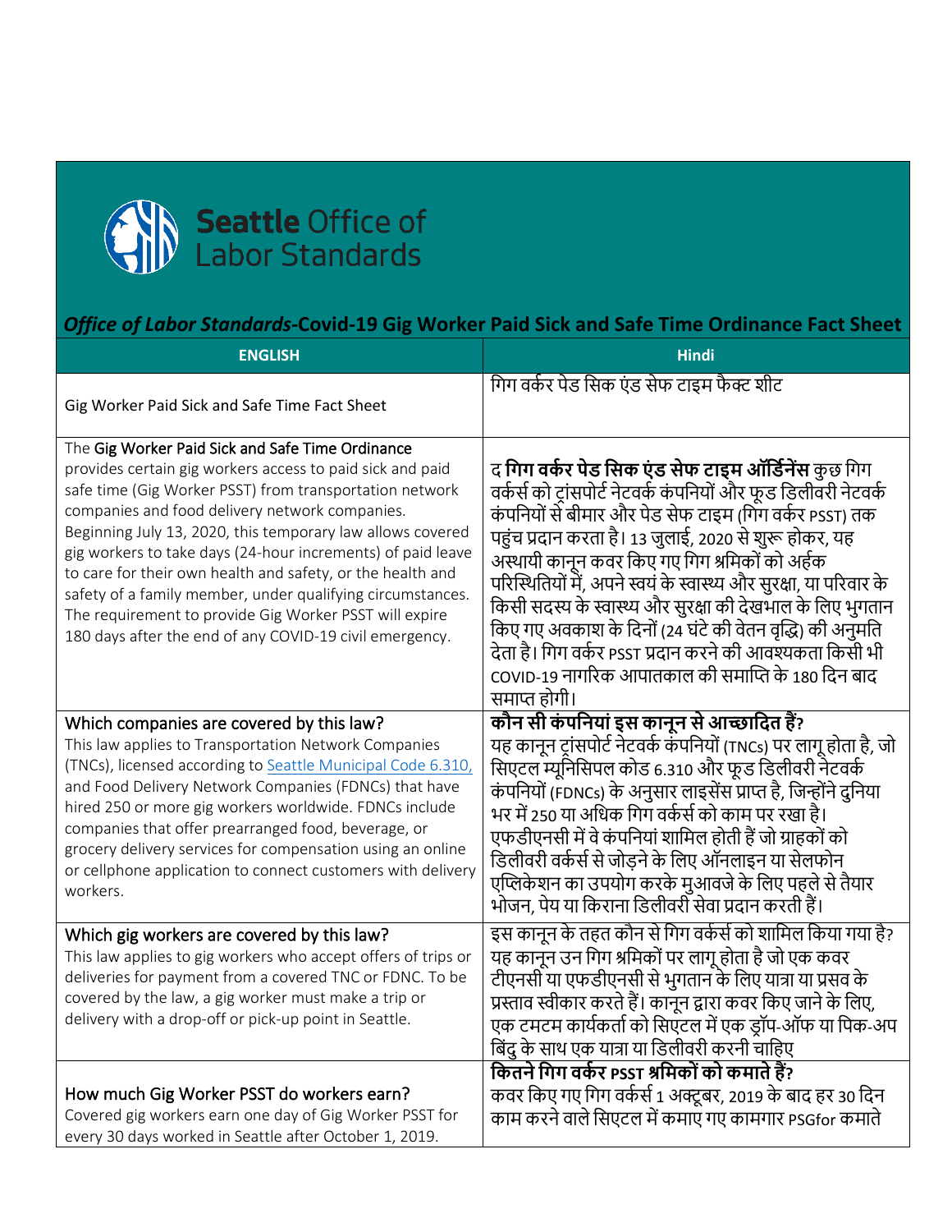Seattle Office of Labor Standards

## *Office of Labor Standards*-Covid-19 Gig Worker Paid Sick and Safe Time Ordinance Fact Sheet

| ENGLISH | Hindi |
| --- | --- |
| Gig Worker Paid Sick and Safe Time Fact Sheet | गिग वर्कर पेड सिक एंड सेफ टाइम फैक्ट शीट |
| The **Gig Worker Paid Sick and Safe Time Ordinance** provides certain gig workers access to paid sick and paid safe time (Gig Worker PSST) from transportation network companies and food delivery network companies. Beginning July 13, 2020, this temporary law allows covered gig workers to take days (24-hour increments) of paid leave to care for their own health and safety, or the health and safety of a family member, under qualifying circumstances. The requirement to provide Gig Worker PSST will expire 180 days after the end of any COVID-19 civil emergency. | द **गिग वर्कर पेड सिक एंड सेफ टाइम ऑर्डिनेंस** कुछ गिग वर्कर्स को ट्रांसपोर्ट नेटवर्क कंपनियों और फूड डिलीवरी नेटवर्क कंपनियों से बीमार और पेड सेफ टाइम (गिग वर्कर PSST) तक पहुंच प्रदान करता है। 13 जुलाई, 2020 से शुरू होकर, यह अस्थायी कानून कवर किए गए गिग श्रमिकों को अर्हक परिस्थितियों में, अपने स्वयं के स्वास्थ्य और सुरक्षा, या परिवार के किसी सदस्य के स्वास्थ्य और सुरक्षा की देखभाल के लिए भुगतान किए गए अवकाश के दिनों (24 घंटे की वेतन वृद्धि) की अनुमति देता है। गिग वर्कर PSST प्रदान करने की आवश्यकता किसी भी COVID-19 नागरिक आपातकाल की समाप्ति के 180 दिन बाद समाप्त होगी। |
| Which companies are covered by this law?<br>This law applies to Transportation Network Companies (TNCs), licensed according to [Seattle Municipal Code 6.310,](Seattle Municipal Code 6.310) and Food Delivery Network Companies (FDNCs) that have hired 250 or more gig workers worldwide. FDNCs include companies that offer prearranged food, beverage, or grocery delivery services for compensation using an online or cellphone application to connect customers with delivery workers. | **कौन सी कंपनियां इस कानून से आच्छादित हैं?**<br>यह कानून ट्रांसपोर्ट नेटवर्क कंपनियों (TNCs) पर लागू होता है, जो सिएटल म्यूनिसिपल कोड 6.310 और फूड डिलीवरी नेटवर्क कंपनियों (FDNCs) के अनुसार लाइसेंस प्राप्त है, जिन्होंने दुनिया भर में 250 या अधिक गिग वर्कर्स को काम पर रखा है। एफडीएनसी में वे कंपनियां शामिल होती हैं जो ग्राहकों को डिलीवरी वर्कर्स से जोड़ने के लिए ऑनलाइन या सेलफोन एप्लिकेशन का उपयोग करके मुआवजे के लिए पहले से तैयार भोजन, पेय या किराना डिलीवरी सेवा प्रदान करती हैं। |
| Which gig workers are covered by this law?<br>This law applies to gig workers who accept offers of trips or deliveries for payment from a covered TNC or FDNC. To be covered by the law, a gig worker must make a trip or delivery with a drop-off or pick-up point in Seattle. | इस कानून के तहत कौन से गिग वर्कर्स को शामिल किया गया है?<br>यह कानून उन गिग श्रमिकों पर लागू होता है जो एक कवर टीएनसी या एफडीएनसी से भुगतान के लिए यात्रा या प्रसव के प्रस्ताव स्वीकार करते हैं। कानून द्वारा कवर किए जाने के लिए, एक टमटम कार्यकर्ता को सिएटल में एक ड्रॉप-ऑफ या पिक-अप बिंदु के साथ एक यात्रा या डिलीवरी करनी चाहिए |
| How much Gig Worker PSST do workers earn?<br>Covered gig workers earn one day of Gig Worker PSST for every 30 days worked in Seattle after October 1, 2019. | **कितने गिग वर्कर PSST श्रमिकों को कमाते हैं?**<br>कवर किए गए गिग वर्कर्स 1 अक्टूबर, 2019 के बाद हर 30 दिन काम करने वाले सिएटल में कमाए गए कामगार PSGfor कमाते |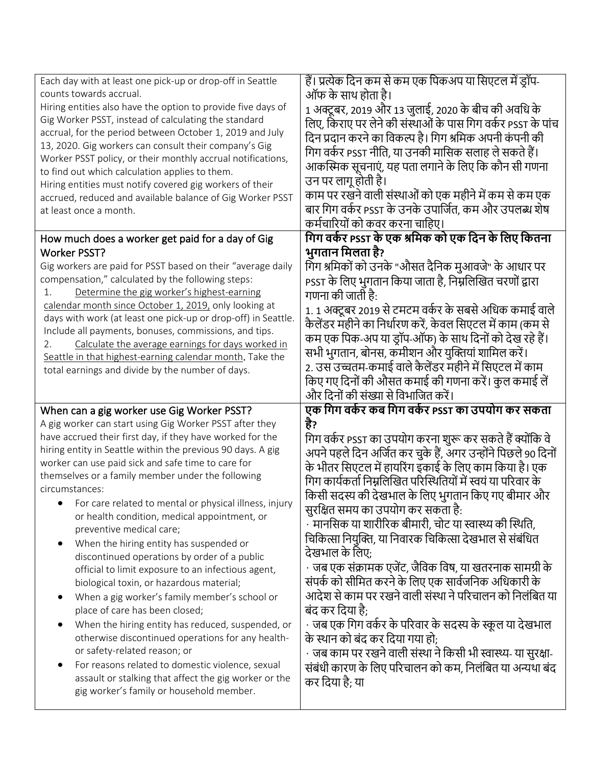| | |
|---|---|
| Each day with at least one pick-up or drop-off in Seattle counts towards accrual.<br>Hiring entities also have the option to provide five days of Gig Worker PSST, instead of calculating the standard accrual, for the period between October 1, 2019 and July 13, 2020. Gig workers can consult their company's Gig Worker PSST policy, or their monthly accrual notifications, to find out which calculation applies to them.<br>Hiring entities must notify covered gig workers of their accrued, reduced and available balance of Gig Worker PSST at least once a month. | हैं। प्रत्येक दिन कम से कम एक पिकअप या सिएटल में ड्रॉप-ऑफ के साथ होता है।<br>1 अक्टूबर, 2019 और 13 जुलाई, 2020 के बीच की अवधि के लिए, किराए पर लेने की संस्थाओं के पास गिग वर्कर PSST के पांच दिन प्रदान करने का विकल्प है। गिग श्रमिक अपनी कंपनी की गिग वर्कर PSST नीति, या उनकी मासिक सलाह ले सकते हैं। आकस्मिक सूचनाएं, यह पता लगाने के लिए कि कौन सी गणना उन पर लागू होती है।<br>काम पर रखने वाली संस्थाओं को एक महीने में कम से कम एक बार गिग वर्कर PSST के उनके उपार्जित, कम और उपलब्ध शेष कर्मचारियों को कवर करना चाहिए। |
| **How much does a worker get paid for a day of Gig Worker PSST?**<br>Gig workers are paid for PSST based on their "average daily compensation," calculated by the following steps:<br>1. Determine the gig worker's highest-earning calendar month since October 1, 2019, only looking at days with work (at least one pick-up or drop-off) in Seattle. Include all payments, bonuses, commissions, and tips.<br>2. Calculate the average earnings for days worked in Seattle in that highest-earning calendar month. Take the total earnings and divide by the number of days. | **गिग वर्कर PSST के एक श्रमिक को एक दिन के लिए कितना भुगतान मिलता है?**<br>गिग श्रमिकों को उनके "औसत दैनिक मुआवजे" के आधार पर PSST के लिए भुगतान किया जाता है, निम्नलिखित चरणों द्वारा गणना की जाती है:<br>1. 1 अक्टूबर 2019 से टमटम वर्कर के सबसे अधिक कमाई वाले कैलेंडर महीने का निर्धारण करें, केवल सिएटल में काम (कम से कम एक पिक-अप या ड्रॉप-ऑफ) के साथ दिनों को देख रहे हैं। सभी भुगतान, बोनस, कमीशन और युक्तियां शामिल करें।<br>2. उस उच्चतम-कमाई वाले कैलेंडर महीने में सिएटल में काम किए गए दिनों की औसत कमाई की गणना करें। कुल कमाई लें और दिनों की संख्या से विभाजित करें। |
| **When can a gig worker use Gig Worker PSST?**<br>A gig worker can start using Gig Worker PSST after they have accrued their first day, if they have worked for the hiring entity in Seattle within the previous 90 days. A gig worker can use paid sick and safe time to care for themselves or a family member under the following circumstances:<br>• For care related to mental or physical illness, injury or health condition, medical appointment, or preventive medical care;<br>• When the hiring entity has suspended or discontinued operations by order of a public official to limit exposure to an infectious agent, biological toxin, or hazardous material;<br>• When a gig worker's family member's school or place of care has been closed;<br>• When the hiring entity has reduced, suspended, or otherwise discontinued operations for any health- or safety-related reason; or<br>• For reasons related to domestic violence, sexual assault or stalking that affect the gig worker or the gig worker's family or household member. | **एक गिग वर्कर कब गिग वर्कर PSST का उपयोग कर सकता है?**<br>गिग वर्कर PSST का उपयोग करना शुरू कर सकते हैं क्योंकि वे अपने पहले दिन अर्जित कर चुके हैं, अगर उन्होंने पिछले 90 दिनों के भीतर सिएटल में हायरिंग इकाई के लिए काम किया है। एक गिग कार्यकर्ता निम्नलिखित परिस्थितियों में स्वयं या परिवार के किसी सदस्य की देखभाल के लिए भुगतान किए गए बीमार और सुरक्षित समय का उपयोग कर सकता है:<br>· मानसिक या शारीरिक बीमारी, चोट या स्वास्थ्य की स्थिति, चिकित्सा नियुक्ति, या निवारक चिकित्सा देखभाल से संबंधित देखभाल के लिए;<br>· जब एक संक्रामक एजेंट, जैविक विष, या खतरनाक सामग्री के संपर्क को सीमित करने के लिए एक सार्वजनिक अधिकारी के आदेश से काम पर रखने वाली संस्था ने परिचालन को निलंबित या बंद कर दिया है;<br>· जब एक गिग वर्कर के परिवार के सदस्य के स्कूल या देखभाल के स्थान को बंद कर दिया गया हो;<br>· जब काम पर रखने वाली संस्था ने किसी भी स्वास्थ्य- या सुरक्षा-संबंधी कारण के लिए परिचालन को कम, निलंबित या अन्यथा बंद कर दिया है; या |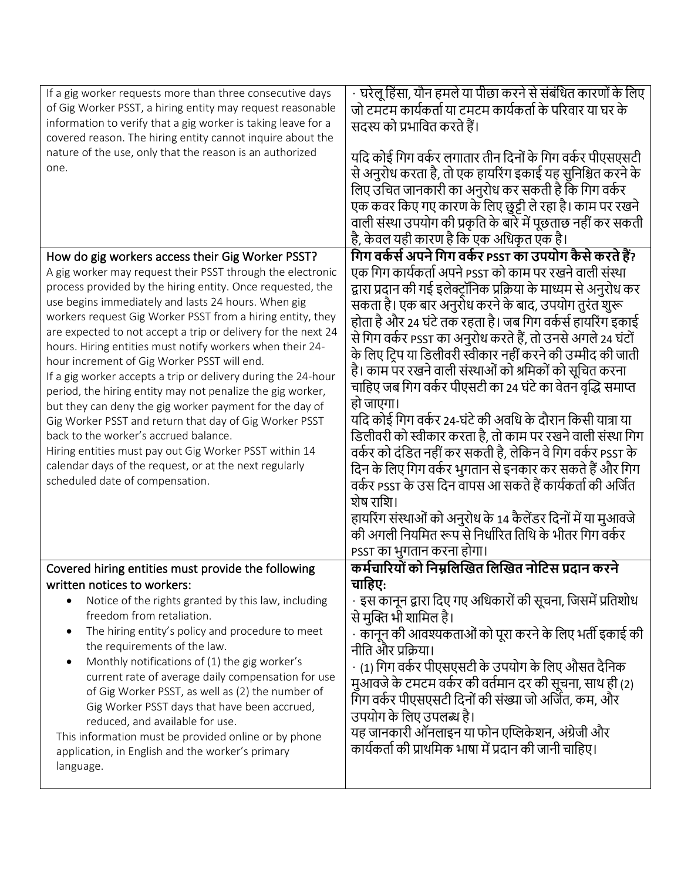| | |
|---|---|
| If a gig worker requests more than three consecutive days of Gig Worker PSST, a hiring entity may request reasonable information to verify that a gig worker is taking leave for a covered reason. The hiring entity cannot inquire about the nature of the use, only that the reason is an authorized one. | · घरेलू हिंसा, यौन हमले या पीछा करने से संबंधित कारणों के लिए जो टमटम कार्यकर्ता या टमटम कार्यकर्ता के परिवार या घर के सदस्य को प्रभावित करते हैं।<br><br>यदि कोई गिग वर्कर लगातार तीन दिनों के गिग वर्कर पीएसएसटी से अनुरोध करता है, तो एक हायरिंग इकाई यह सुनिश्चित करने के लिए उचित जानकारी का अनुरोध कर सकती है कि गिग वर्कर एक कवर किए गए कारण के लिए छुट्टी ले रहा है। काम पर रखने वाली संस्था उपयोग की प्रकृति के बारे में पूछताछ नहीं कर सकती है, केवल यही कारण है कि एक अधिकृत एक है। |
| **How do gig workers access their Gig Worker PSST?**<br>A gig worker may request their PSST through the electronic process provided by the hiring entity. Once requested, the use begins immediately and lasts 24 hours. When gig workers request Gig Worker PSST from a hiring entity, they are expected to not accept a trip or delivery for the next 24 hours. Hiring entities must notify workers when their 24-hour increment of Gig Worker PSST will end.<br>If a gig worker accepts a trip or delivery during the 24-hour period, the hiring entity may not penalize the gig worker, but they can deny the gig worker payment for the day of Gig Worker PSST and return that day of Gig Worker PSST back to the worker's accrued balance.<br>Hiring entities must pay out Gig Worker PSST within 14 calendar days of the request, or at the next regularly scheduled date of compensation. | **गिग वर्कर्स अपने गिग वर्कर PSST का उपयोग कैसे करते हैं?**<br>एक गिग कार्यकर्ता अपने PSST को काम पर रखने वाली संस्था द्वारा प्रदान की गई इलेक्ट्रॉनिक प्रक्रिया के माध्यम से अनुरोध कर सकता है। एक बार अनुरोध करने के बाद, उपयोग तुरंत शुरू होता है और 24 घंटे तक रहता है। जब गिग वर्कर्स हायरिंग इकाई से गिग वर्कर PSST का अनुरोध करते हैं, तो उनसे अगले 24 घंटों के लिए ट्रिप या डिलीवरी स्वीकार नहीं करने की उम्मीद की जाती है। काम पर रखने वाली संस्थाओं को श्रमिकों को सूचित करना चाहिए जब गिग वर्कर पीएसटी का 24 घंटे का वेतन वृद्धि समाप्त हो जाएगा।<br>यदि कोई गिग वर्कर 24-घंटे की अवधि के दौरान किसी यात्रा या डिलीवरी को स्वीकार करता है, तो काम पर रखने वाली संस्था गिग वर्कर को दंडित नहीं कर सकती है, लेकिन वे गिग वर्कर PSST के दिन के लिए गिग वर्कर भुगतान से इनकार कर सकते हैं और गिग वर्कर PSST के उस दिन वापस आ सकते हैं कार्यकर्ता की अर्जित शेष राशि।<br>हायरिंग संस्थाओं को अनुरोध के 14 कैलेंडर दिनों में या मुआवजे की अगली नियमित रूप से निर्धारित तिथि के भीतर गिग वर्कर PSST का भुगतान करना होगा। |
| **Covered hiring entities must provide the following written notices to workers:**<br>• Notice of the rights granted by this law, including freedom from retaliation.<br>• The hiring entity's policy and procedure to meet the requirements of the law.<br>• Monthly notifications of (1) the gig worker's current rate of average daily compensation for use of Gig Worker PSST, as well as (2) the number of Gig Worker PSST days that have been accrued, reduced, and available for use.<br>This information must be provided online or by phone application, in English and the worker's primary language. | **कर्मचारियों को निम्नलिखित लिखित नोटिस प्रदान करने चाहिए:**<br>· इस कानून द्वारा दिए गए अधिकारों की सूचना, जिसमें प्रतिशोध से मुक्ति भी शामिल है।<br>· कानून की आवश्यकताओं को पूरा करने के लिए भर्ती इकाई की नीति और प्रक्रिया।<br>· (1) गिग वर्कर पीएसएसटी के उपयोग के लिए औसत दैनिक मुआवजे के टमटम वर्कर की वर्तमान दर की सूचना, साथ ही (2) गिग वर्कर पीएसएसटी दिनों की संख्या जो अर्जित, कम, और उपयोग के लिए उपलब्ध है।<br>यह जानकारी ऑनलाइन या फोन एप्लिकेशन, अंग्रेजी और कार्यकर्ता की प्राथमिक भाषा में प्रदान की जानी चाहिए। |